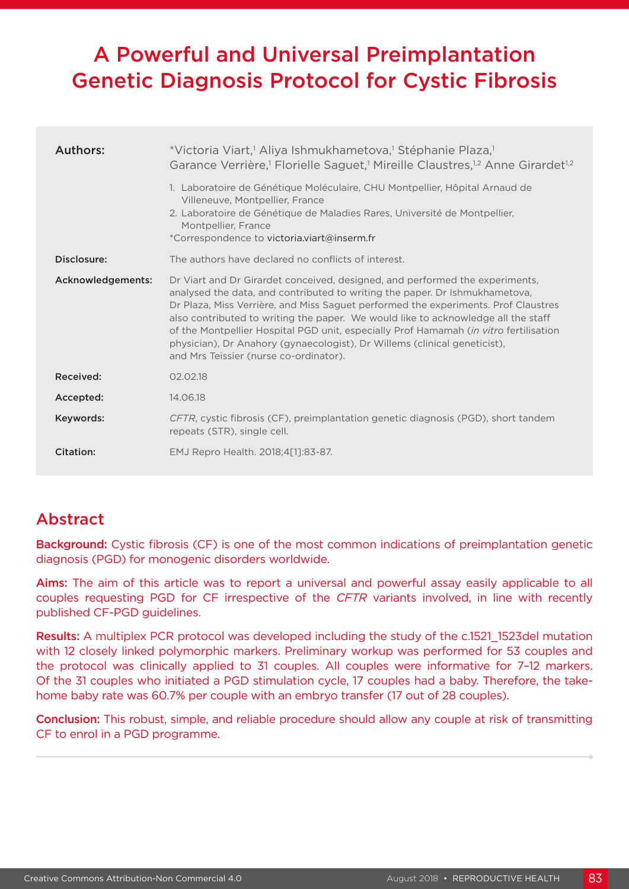# A Powerful and Universal Preimplantation Genetic Diagnosis Protocol for Cystic Fibrosis

| | |
|---|---|
| **Authors:** | *Victoria Viart,[1] Aliya Ishmukhametova,[1] Stéphanie Plaza,[1] Garance Verrière,[1] Florielle Saguet,[1] Mireille Claustres,[1,2] Anne Girardet[1,2]<br><br>1. Laboratoire de Génétique Moléculaire, CHU Montpellier, Hôpital Arnaud de Villeneuve, Montpellier, France<br>2. Laboratoire de Génétique de Maladies Rares, Université de Montpellier, Montpellier, France<br>*Correspondence to victoria.viart@inserm.fr |
| **Disclosure:** | The authors have declared no conflicts of interest. |
| **Acknowledgements:** | Dr Viart and Dr Girardet conceived, designed, and performed the experiments, analysed the data, and contributed to writing the paper. Dr Ishmukhametova, Dr Plaza, Miss Verrière, and Miss Saguet performed the experiments. Prof Claustres also contributed to writing the paper. We would like to acknowledge all the staff of the Montpellier Hospital PGD unit, especially Prof Hamamah (*in vitro* fertilisation physician), Dr Anahory (gynaecologist), Dr Willems (clinical geneticist), and Mrs Teissier (nurse co-ordinator). |
| **Received:** | 02.02.18 |
| **Accepted:** | 14.06.18 |
| **Keywords:** | *CFTR*, cystic fibrosis (CF), preimplantation genetic diagnosis (PGD), short tandem repeats (STR), single cell. |
| **Citation:** | EMJ Repro Health. 2018;4[1]:83-87. |

## Abstract

**Background:** Cystic fibrosis (CF) is one of the most common indications of preimplantation genetic diagnosis (PGD) for monogenic disorders worldwide.

**Aims:** The aim of this article was to report a universal and powerful assay easily applicable to all couples requesting PGD for CF irrespective of the *CFTR* variants involved, in line with recently published CF-PGD guidelines.

**Results:** A multiplex PCR protocol was developed including the study of the c.1521_1523del mutation with 12 closely linked polymorphic markers. Preliminary workup was performed for 53 couples and the protocol was clinically applied to 31 couples. All couples were informative for 7–12 markers. Of the 31 couples who initiated a PGD stimulation cycle, 17 couples had a baby. Therefore, the take-home baby rate was 60.7% per couple with an embryo transfer (17 out of 28 couples).

**Conclusion:** This robust, simple, and reliable procedure should allow any couple at risk of transmitting CF to enrol in a PGD programme.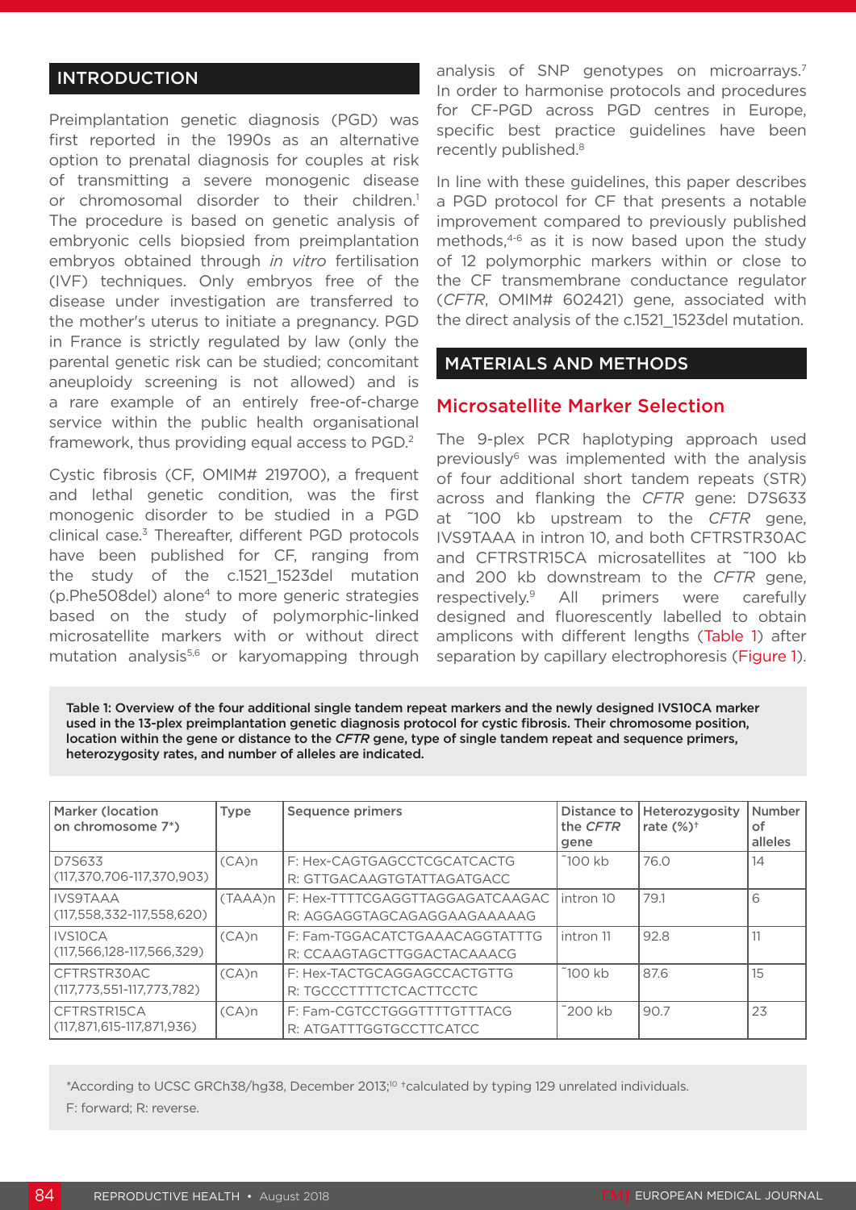## INTRODUCTION

Preimplantation genetic diagnosis (PGD) was first reported in the 1990s as an alternative option to prenatal diagnosis for couples at risk of transmitting a severe monogenic disease or chromosomal disorder to their children.[1] The procedure is based on genetic analysis of embryonic cells biopsied from preimplantation embryos obtained through *in vitro* fertilisation (IVF) techniques. Only embryos free of the disease under investigation are transferred to the mother's uterus to initiate a pregnancy. PGD in France is strictly regulated by law (only the parental genetic risk can be studied; concomitant aneuploidy screening is not allowed) and is a rare example of an entirely free-of-charge service within the public health organisational framework, thus providing equal access to PGD.[2]

Cystic fibrosis (CF, OMIM# 219700), a frequent and lethal genetic condition, was the first monogenic disorder to be studied in a PGD clinical case.[3] Thereafter, different PGD protocols have been published for CF, ranging from the study of the c.1521_1523del mutation (p.Phe508del) alone[4] to more generic strategies based on the study of polymorphic-linked microsatellite markers with or without direct mutation analysis[5,6] or karyomapping through analysis of SNP genotypes on microarrays.[7] In order to harmonise protocols and procedures for CF-PGD across PGD centres in Europe, specific best practice guidelines have been recently published.[8]

In line with these guidelines, this paper describes a PGD protocol for CF that presents a notable improvement compared to previously published methods,[4-6] as it is now based upon the study of 12 polymorphic markers within or close to the CF transmembrane conductance regulator (*CFTR*, OMIM# 602421) gene, associated with the direct analysis of the c.1521_1523del mutation.

## MATERIALS AND METHODS

### Microsatellite Marker Selection

The 9-plex PCR haplotyping approach used previously[6] was implemented with the analysis of four additional short tandem repeats (STR) across and flanking the *CFTR* gene: D7S633 at ˜100 kb upstream to the *CFTR* gene, IVS9TAAA in intron 10, and both CFTRSTR30AC and CFTRSTR15CA microsatellites at ˜100 kb and 200 kb downstream to the *CFTR* gene, respectively.[9] All primers were carefully designed and fluorescently labelled to obtain amplicons with different lengths (Table 1) after separation by capillary electrophoresis (Figure 1).

**Table 1: Overview of the four additional single tandem repeat markers and the newly designed IVS10CA marker used in the 13-plex preimplantation genetic diagnosis protocol for cystic fibrosis. Their chromosome position, location within the gene or distance to the *CFTR* gene, type of single tandem repeat and sequence primers, heterozygosity rates, and number of alleles are indicated.**

| Marker (location on chromosome 7*) | Type | Sequence primers | Distance to the *CFTR* gene | Heterozygosity rate (%)† | Number of alleles |
|---|---|---|---|---|---|
| D7S633 (117,370,706-117,370,903) | (CA)n | F: Hex-CAGTGAGCCTCGCATCACTG<br>R: GTTGACAAGTGTATTAGATGACC | ˜100 kb | 76.0 | 14 |
| IVS9TAAA (117,558,332-117,558,620) | (TAAA)n | F: Hex-TTTTCGAGGTTAGGAGATCAAGAC<br>R: AGGAGGTAGCAGAGGAAGAAAAAG | intron 10 | 79.1 | 6 |
| IVS10CA (117,566,128-117,566,329) | (CA)n | F: Fam-TGGACATCTGAAACAGGTATTTG<br>R: CCAAGTAGCTTGGACTACAAACG | intron 11 | 92.8 | 11 |
| CFTRSTR30AC (117,773,551-117,773,782) | (CA)n | F: Hex-TACTGCAGGAGCCACTGTTG<br>R: TGCCCTTTTCTCACTTCCTC | ˜100 kb | 87.6 | 15 |
| CFTRSTR15CA (117,871,615-117,871,936) | (CA)n | F: Fam-CGTCCTGGGTTTTGTTTACG<br>R: ATGATTTGGTGCCTTCATCC | ˜200 kb | 90.7 | 23 |

*According to UCSC GRCh38/hg38, December 2013;[10] †calculated by typing 129 unrelated individuals.
F: forward; R: reverse.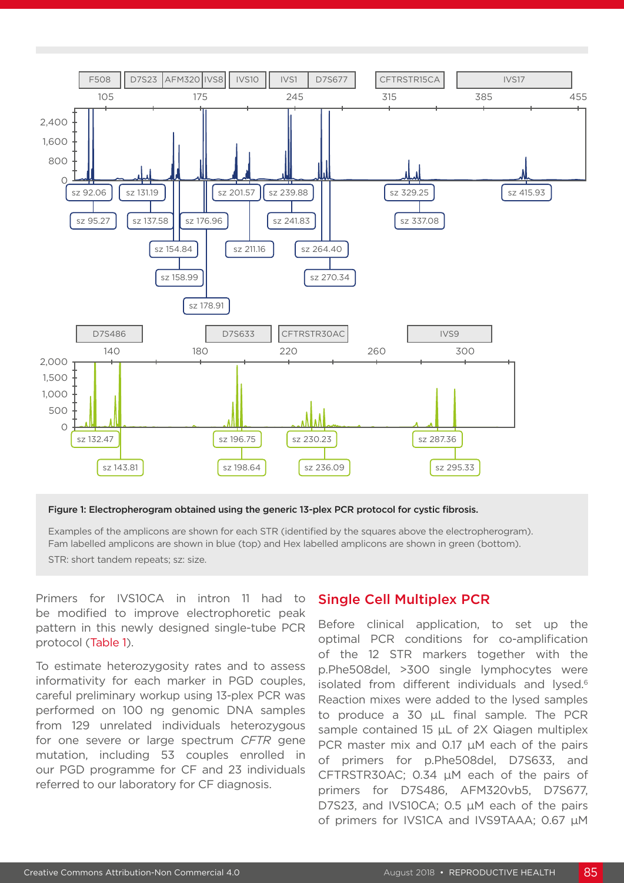**Figure 1: Electropherogram obtained using the generic 13-plex PCR protocol for cystic fibrosis.**

Examples of the amplicons are shown for each STR (identified by the squares above the electropherogram). Fam labelled amplicons are shown in blue (top) and Hex labelled amplicons are shown in green (bottom).

STR: short tandem repeats; sz: size.

Primers for IVS10CA in intron 11 had to be modified to improve electrophoretic peak pattern in this newly designed single-tube PCR protocol (Table 1).

To estimate heterozygosity rates and to assess informativity for each marker in PGD couples, careful preliminary workup using 13-plex PCR was performed on 100 ng genomic DNA samples from 129 unrelated individuals heterozygous for one severe or large spectrum *CFTR* gene mutation, including 53 couples enrolled in our PGD programme for CF and 23 individuals referred to our laboratory for CF diagnosis.

## Single Cell Multiplex PCR

Before clinical application, to set up the optimal PCR conditions for co-amplification of the 12 STR markers together with the p.Phe508del, >300 single lymphocytes were isolated from different individuals and lysed.[6] Reaction mixes were added to the lysed samples to produce a 30 µL final sample. The PCR sample contained 15 µL of 2X Qiagen multiplex PCR master mix and 0.17 µM each of the pairs of primers for p.Phe508del, D7S633, and CFTRSTR30AC; 0.34 µM each of the pairs of primers for D7S486, AFM320vb5, D7S677, D7S23, and IVS10CA; 0.5 µM each of the pairs of primers for IVS1CA and IVS9TAAA; 0.67 µM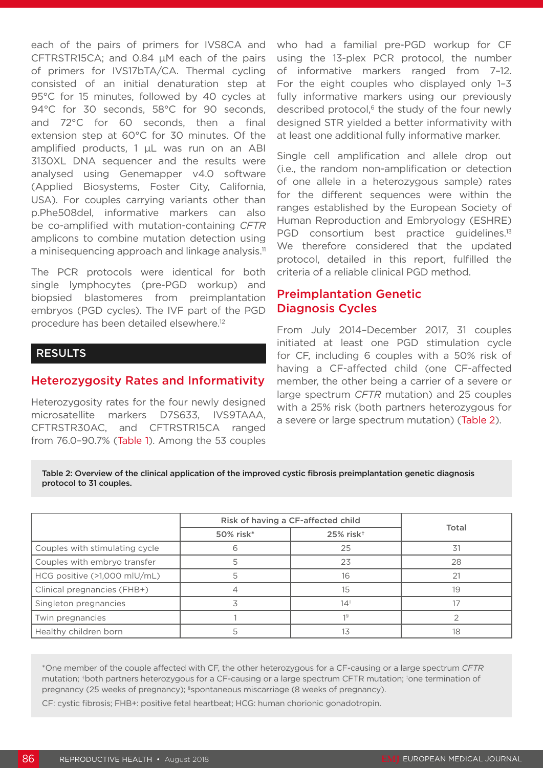each of the pairs of primers for IVS8CA and CFTRSTR15CA; and 0.84 µM each of the pairs of primers for IVS17bTA/CA. Thermal cycling consisted of an initial denaturation step at 95°C for 15 minutes, followed by 40 cycles at 94°C for 30 seconds, 58°C for 90 seconds, and 72°C for 60 seconds, then a final extension step at 60°C for 30 minutes. Of the amplified products, 1 µL was run on an ABI 3130XL DNA sequencer and the results were analysed using Genemapper v4.0 software (Applied Biosystems, Foster City, California, USA). For couples carrying variants other than p.Phe508del, informative markers can also be co-amplified with mutation-containing *CFTR* amplicons to combine mutation detection using a minisequencing approach and linkage analysis.[11]

The PCR protocols were identical for both single lymphocytes (pre-PGD workup) and biopsied blastomeres from preimplantation embryos (PGD cycles). The IVF part of the PGD procedure has been detailed elsewhere.[12]

## RESULTS

### Heterozygosity Rates and Informativity

Heterozygosity rates for the four newly designed microsatellite markers D7S633, IVS9TAAA, CFTRSTR30AC, and CFTRSTR15CA ranged from 76.0–90.7% (Table 1). Among the 53 couples who had a familial pre-PGD workup for CF using the 13-plex PCR protocol, the number of informative markers ranged from 7–12. For the eight couples who displayed only 1–3 fully informative markers using our previously described protocol,[6] the study of the four newly designed STR yielded a better informativity with at least one additional fully informative marker.

Single cell amplification and allele drop out (i.e., the random non-amplification or detection of one allele in a heterozygous sample) rates for the different sequences were within the ranges established by the European Society of Human Reproduction and Embryology (ESHRE) PGD consortium best practice guidelines.[13] We therefore considered that the updated protocol, detailed in this report, fulfilled the criteria of a reliable clinical PGD method.

### Preimplantation Genetic Diagnosis Cycles

From July 2014–December 2017, 31 couples initiated at least one PGD stimulation cycle for CF, including 6 couples with a 50% risk of having a CF-affected child (one CF-affected member, the other being a carrier of a severe or large spectrum *CFTR* mutation) and 25 couples with a 25% risk (both partners heterozygous for a severe or large spectrum mutation) (Table 2).

**Table 2: Overview of the clinical application of the improved cystic fibrosis preimplantation genetic diagnosis protocol to 31 couples.**

| | Risk of having a CF-affected child | | Total |
|---|---|---|---|
| | 50% risk* | 25% risk† | |
| Couples with stimulating cycle | 6 | 25 | 31 |
| Couples with embryo transfer | 5 | 23 | 28 |
| HCG positive (>1,000 mIU/mL) | 5 | 16 | 21 |
| Clinical pregnancies (FHB+) | 4 | 15 | 19 |
| Singleton pregnancies | 3 | 14‡ | 17 |
| Twin pregnancies | 1 | 1§ | 2 |
| Healthy children born | 5 | 13 | 18 |

*One member of the couple affected with CF, the other heterozygous for a CF-causing or a large spectrum *CFTR* mutation; †both partners heterozygous for a CF-causing or a large spectrum CFTR mutation; ‡one termination of pregnancy (25 weeks of pregnancy); §spontaneous miscarriage (8 weeks of pregnancy).

CF: cystic fibrosis; FHB+: positive fetal heartbeat; HCG: human chorionic gonadotropin.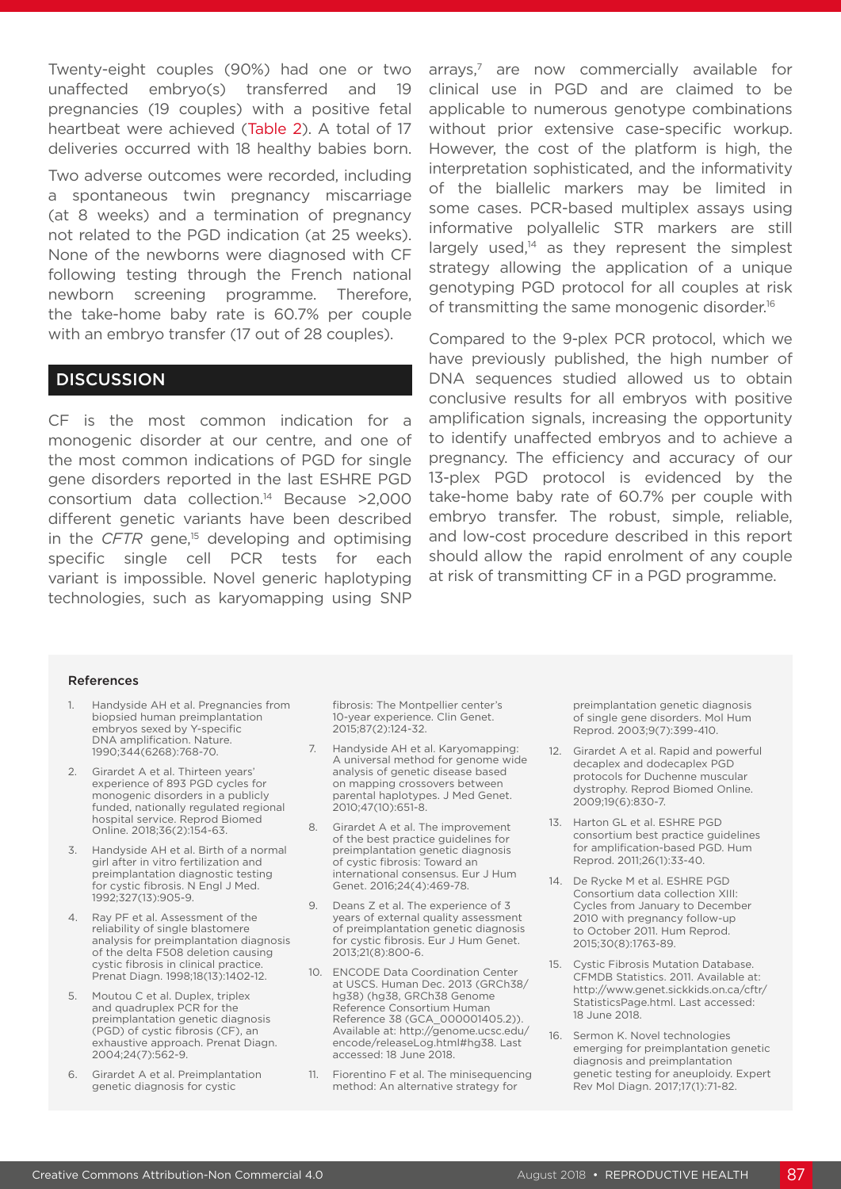Twenty-eight couples (90%) had one or two unaffected embryo(s) transferred and 19 pregnancies (19 couples) with a positive fetal heartbeat were achieved (Table 2). A total of 17 deliveries occurred with 18 healthy babies born.

Two adverse outcomes were recorded, including a spontaneous twin pregnancy miscarriage (at 8 weeks) and a termination of pregnancy not related to the PGD indication (at 25 weeks). None of the newborns were diagnosed with CF following testing through the French national newborn screening programme. Therefore, the take-home baby rate is 60.7% per couple with an embryo transfer (17 out of 28 couples).

## DISCUSSION

CF is the most common indication for a monogenic disorder at our centre, and one of the most common indications of PGD for single gene disorders reported in the last ESHRE PGD consortium data collection.[14] Because >2,000 different genetic variants have been described in the *CFTR* gene,[15] developing and optimising specific single cell PCR tests for each variant is impossible. Novel generic haplotyping technologies, such as karyomapping using SNP arrays,[7] are now commercially available for clinical use in PGD and are claimed to be applicable to numerous genotype combinations without prior extensive case-specific workup. However, the cost of the platform is high, the interpretation sophisticated, and the informativity of the biallelic markers may be limited in some cases. PCR-based multiplex assays using informative polyallelic STR markers are still largely used,[14] as they represent the simplest strategy allowing the application of a unique genotyping PGD protocol for all couples at risk of transmitting the same monogenic disorder.[16]

Compared to the 9-plex PCR protocol, which we have previously published, the high number of DNA sequences studied allowed us to obtain conclusive results for all embryos with positive amplification signals, increasing the opportunity to identify unaffected embryos and to achieve a pregnancy. The efficiency and accuracy of our 13-plex PGD protocol is evidenced by the take-home baby rate of 60.7% per couple with embryo transfer. The robust, simple, reliable, and low-cost procedure described in this report should allow the rapid enrolment of any couple at risk of transmitting CF in a PGD programme.

### References

1. Handyside AH et al. Pregnancies from biopsied human preimplantation embryos sexed by Y-specific DNA amplification. Nature. 1990;344(6268):768-70.
2. Girardet A et al. Thirteen years' experience of 893 PGD cycles for monogenic disorders in a publicly funded, nationally regulated regional hospital service. Reprod Biomed Online. 2018;36(2):154-63.
3. Handyside AH et al. Birth of a normal girl after in vitro fertilization and preimplantation diagnostic testing for cystic fibrosis. N Engl J Med. 1992;327(13):905-9.
4. Ray PF et al. Assessment of the reliability of single blastomere analysis for preimplantation diagnosis of the delta F508 deletion causing cystic fibrosis in clinical practice. Prenat Diagn. 1998;18(13):1402-12.
5. Moutou C et al. Duplex, triplex and quadruplex PCR for the preimplantation genetic diagnosis (PGD) of cystic fibrosis (CF), an exhaustive approach. Prenat Diagn. 2004;24(7):562-9.
6. Girardet A et al. Preimplantation genetic diagnosis for cystic fibrosis: The Montpellier center's 10-year experience. Clin Genet. 2015;87(2):124-32.
7. Handyside AH et al. Karyomapping: A universal method for genome wide analysis of genetic disease based on mapping crossovers between parental haplotypes. J Med Genet. 2010;47(10):651-8.
8. Girardet A et al. The improvement of the best practice guidelines for preimplantation genetic diagnosis of cystic fibrosis: Toward an international consensus. Eur J Hum Genet. 2016;24(4):469-78.
9. Deans Z et al. The experience of 3 years of external quality assessment of preimplantation genetic diagnosis for cystic fibrosis. Eur J Hum Genet. 2013;21(8):800-6.
10. ENCODE Data Coordination Center at USCS. Human Dec. 2013 (GRCh38/hg38) (hg38, GRCh38 Genome Reference Consortium Human Reference 38 (GCA_000001405.2)). Available at: http://genome.ucsc.edu/encode/releaseLog.html#hg38. Last accessed: 18 June 2018.
11. Fiorentino F et al. The minisequencing method: An alternative strategy for preimplantation genetic diagnosis of single gene disorders. Mol Hum Reprod. 2003;9(7):399-410.
12. Girardet A et al. Rapid and powerful decaplex and dodecaplex PGD protocols for Duchenne muscular dystrophy. Reprod Biomed Online. 2009;19(6):830-7.
13. Harton GL et al. ESHRE PGD consortium best practice guidelines for amplification-based PGD. Hum Reprod. 2011;26(1):33-40.
14. De Rycke M et al. ESHRE PGD Consortium data collection XIII: Cycles from January to December 2010 with pregnancy follow-up to October 2011. Hum Reprod. 2015;30(8):1763-89.
15. Cystic Fibrosis Mutation Database. CFMDB Statistics. 2011. Available at: http://www.genet.sickkids.on.ca/cftr/StatisticsPage.html. Last accessed: 18 June 2018.
16. Sermon K. Novel technologies emerging for preimplantation genetic diagnosis and preimplantation genetic testing for aneuploidy. Expert Rev Mol Diagn. 2017;17(1):71-82.